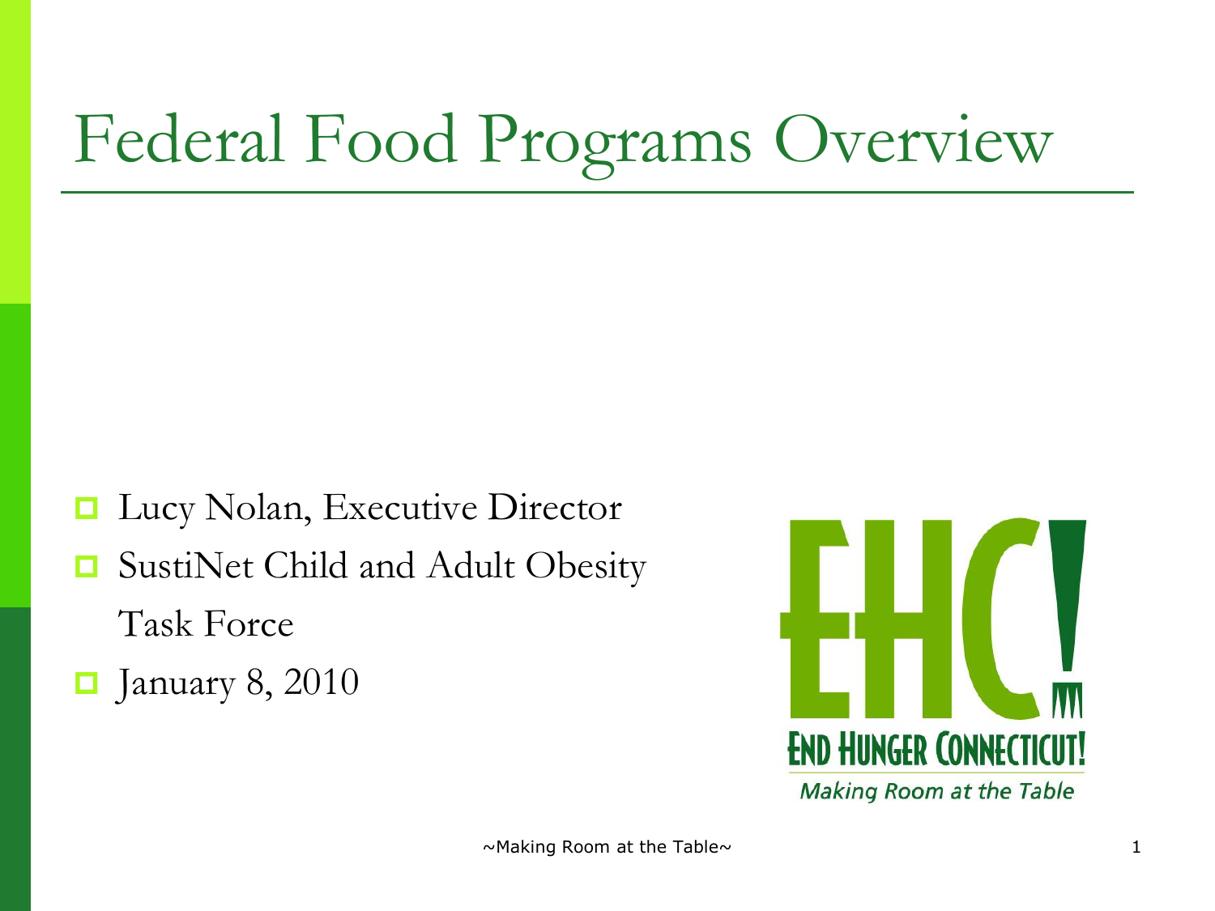# Federal Food Programs Overview

- Lucy Nolan, Executive Director
- SustiNet Child and Adult Obesity Task Force
- January 8, 2010

END HUNGER CONNECTICUT!

*Making Room at the Table*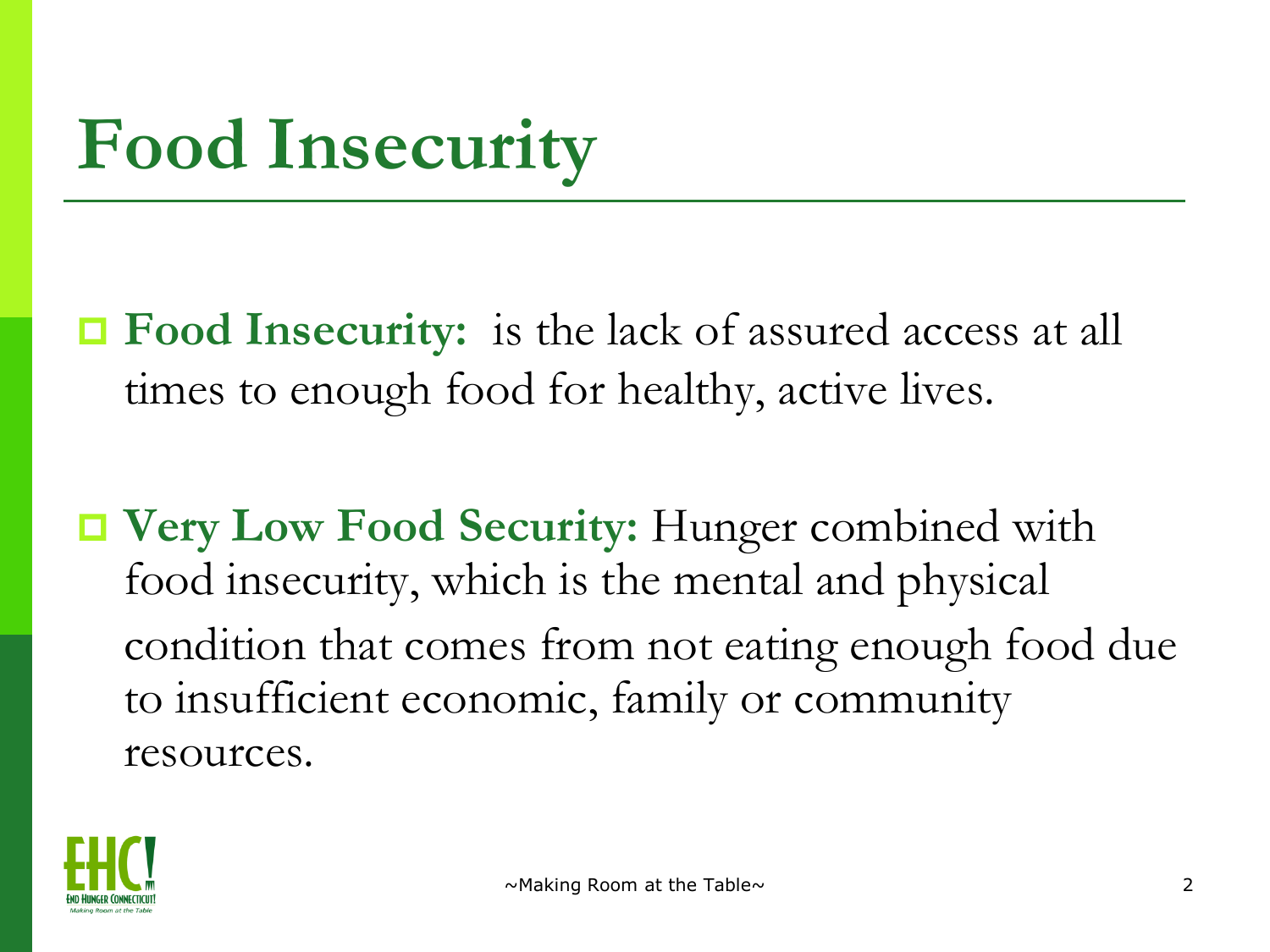# Food Insecurity

- **Food Insecurity:** is the lack of assured access at all times to enough food for healthy, active lives.

- **Very Low Food Security:** Hunger combined with food insecurity, which is the mental and physical condition that comes from not eating enough food due to insufficient economic, family or community resources.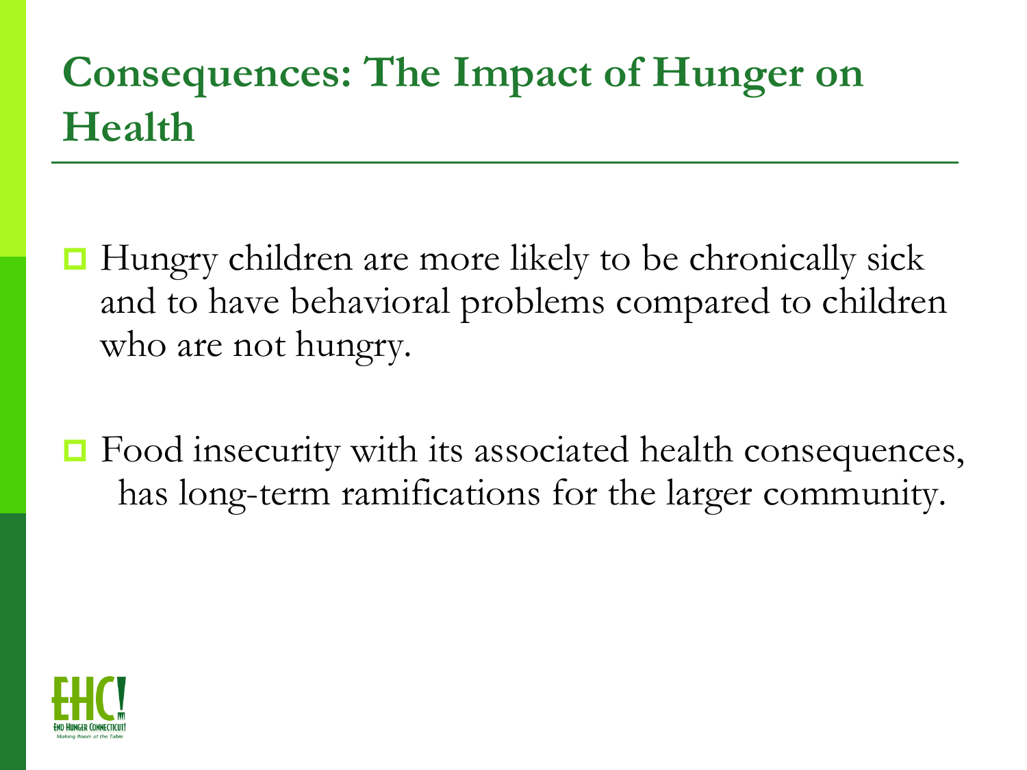# Consequences: The Impact of Hunger on Health

- Hungry children are more likely to be chronically sick and to have behavioral problems compared to children who are not hungry.

- Food insecurity with its associated health consequences, has long-term ramifications for the larger community.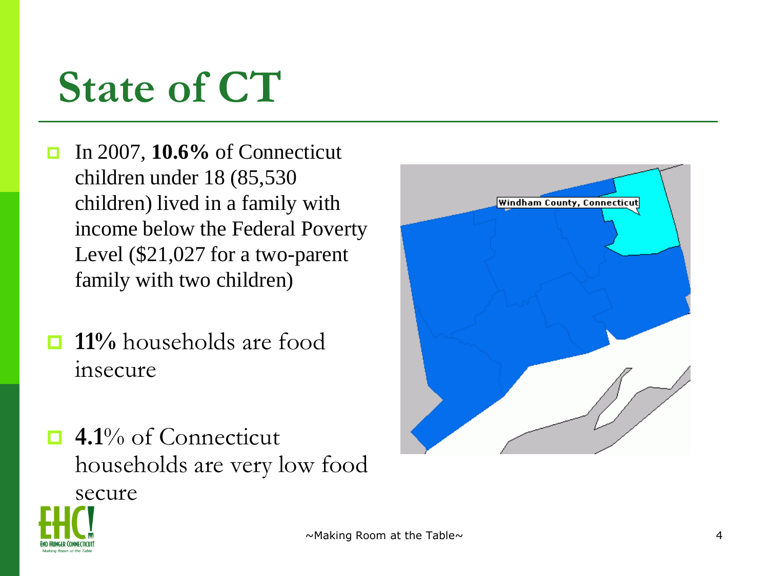# State of CT

- In 2007, **10.6%** of Connecticut children under 18 (85,530 children) lived in a family with income below the Federal Poverty Level ($21,027 for a two-parent family with two children)
- **11%** households are food insecure
- **4.1**% of Connecticut households are very low food secure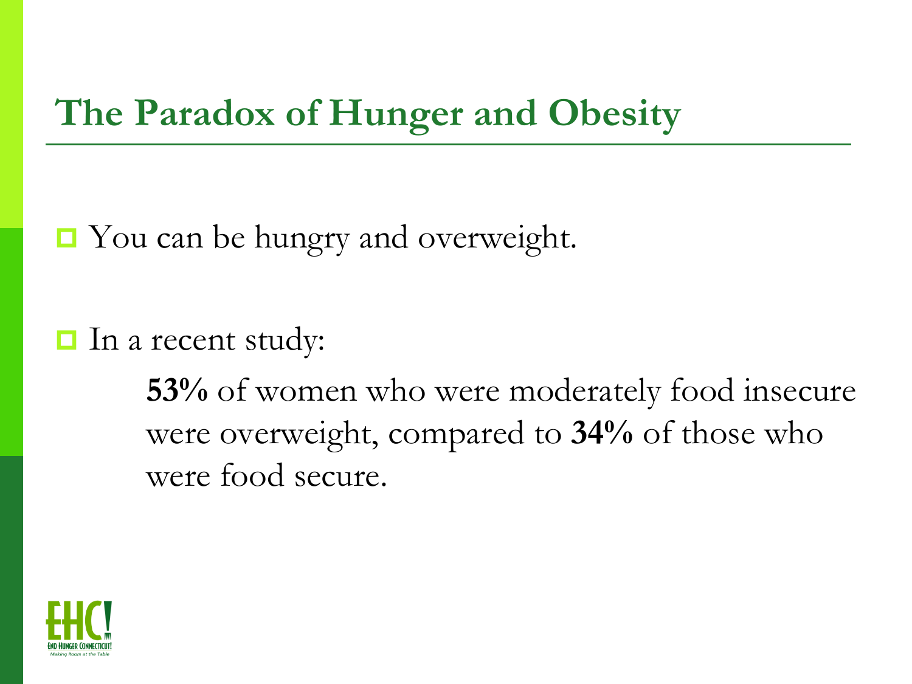# The Paradox of Hunger and Obesity

- You can be hungry and overweight.

- In a recent study:

  **53%** of women who were moderately food insecure were overweight, compared to **34%** of those who were food secure.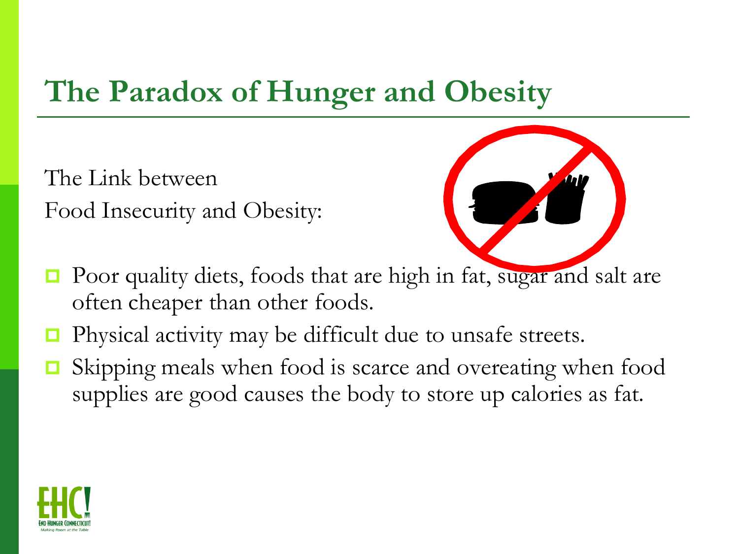# The Paradox of Hunger and Obesity

The Link between
Food Insecurity and Obesity:

- Poor quality diets, foods that are high in fat, sugar and salt are often cheaper than other foods.
- Physical activity may be difficult due to unsafe streets.
- Skipping meals when food is scarce and overeating when food supplies are good causes the body to store up calories as fat.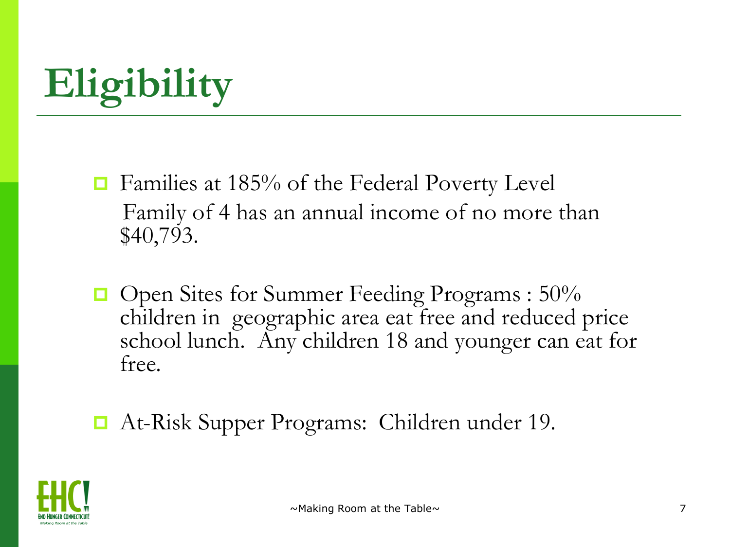# Eligibility

- Families at 185% of the Federal Poverty Level
  Family of 4 has an annual income of no more than $40,793.
- Open Sites for Summer Feeding Programs : 50% children in geographic area eat free and reduced price school lunch. Any children 18 and younger can eat for free.
- At-Risk Supper Programs: Children under 19.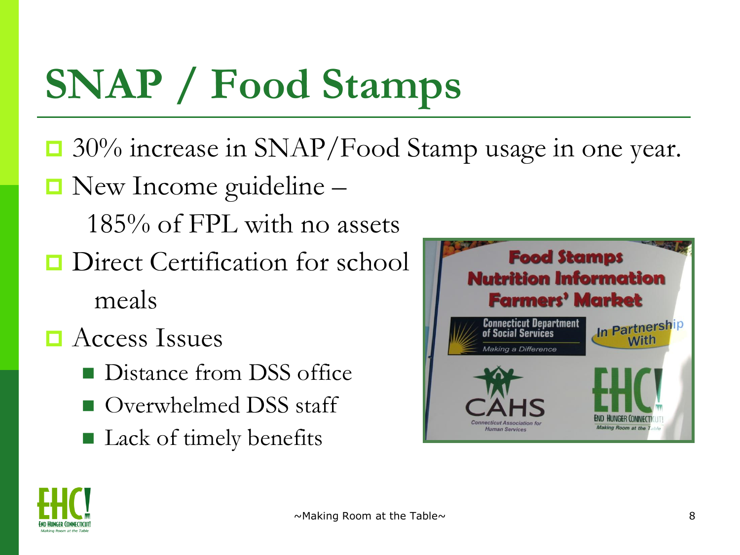# SNAP / Food Stamps

- 30% increase in SNAP/Food Stamp usage in one year.
- New Income guideline – 185% of FPL with no assets
- Direct Certification for school meals
- Access Issues
  - Distance from DSS office
  - Overwhelmed DSS staff
  - Lack of timely benefits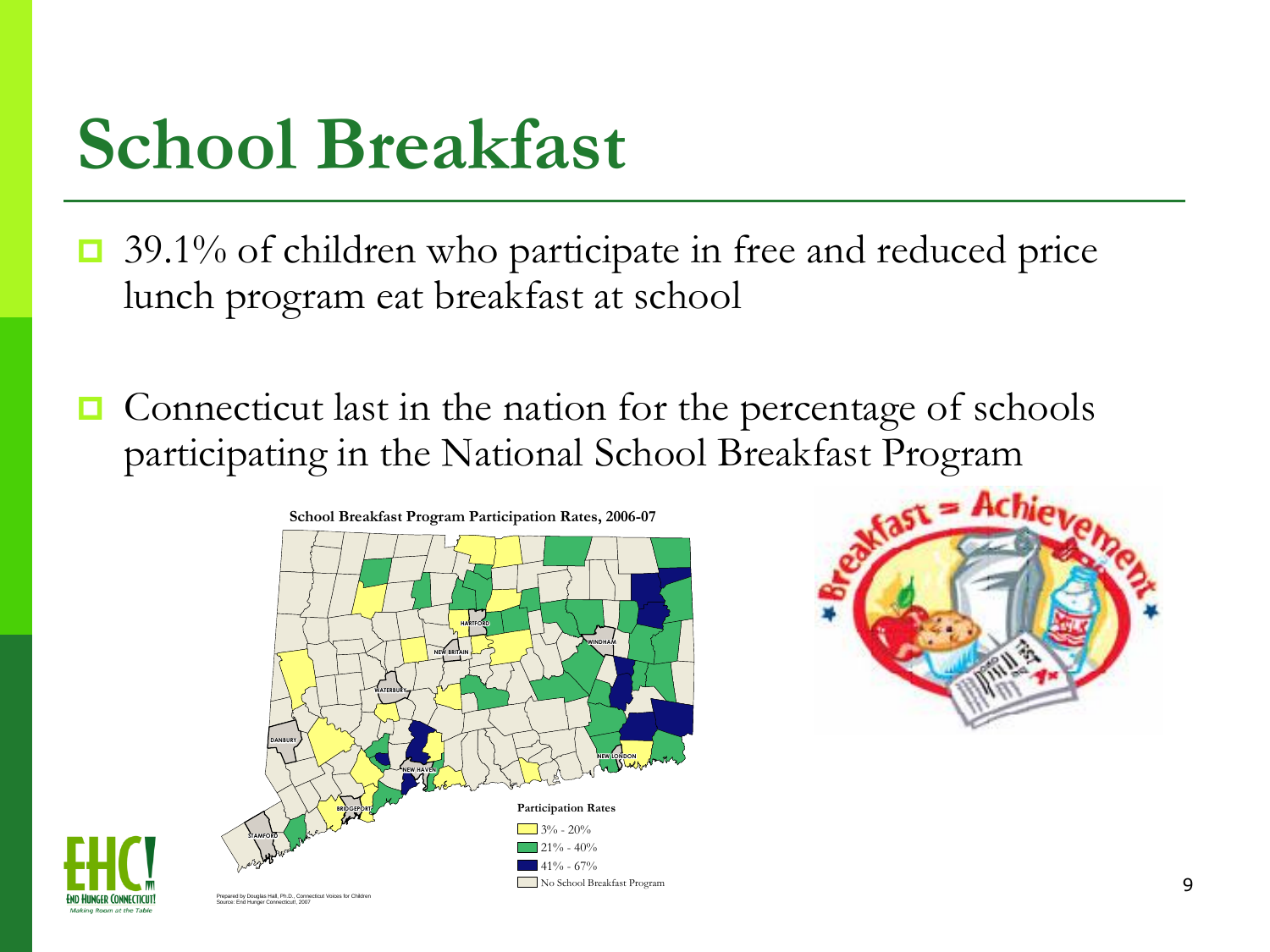# School Breakfast

- 39.1% of children who participate in free and reduced price lunch program eat breakfast at school
- Connecticut last in the nation for the percentage of schools participating in the National School Breakfast Program

School Breakfast Program Participation Rates, 2006-07

Participation Rates

- 3% - 20%
- 21% - 40%
- 41% - 67%
- No School Breakfast Program

Prepared by Douglas Hall, Ph.D., Connecticut Voices for Children
Source: End Hunger Connecticut!, 2007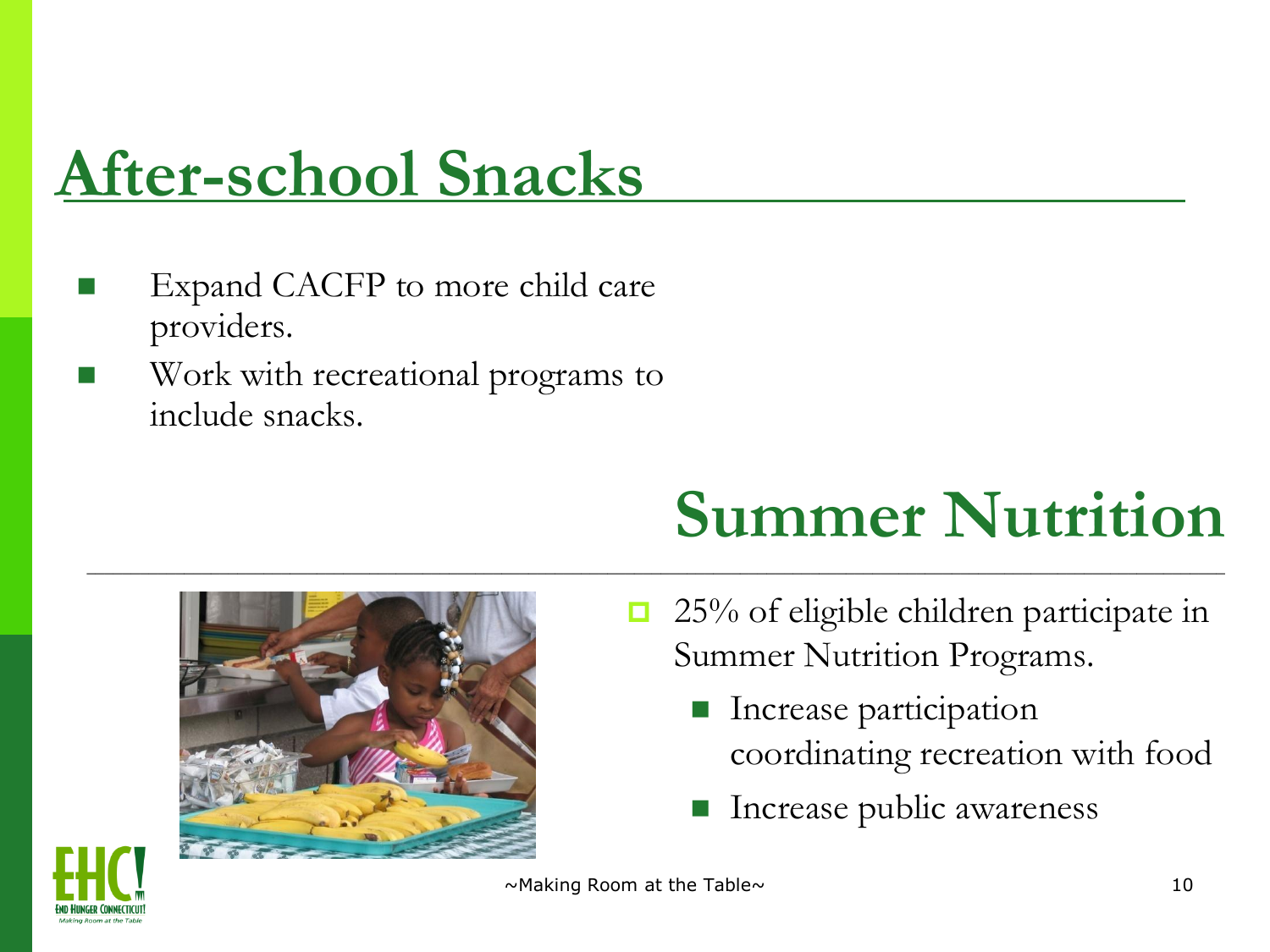## After-school Snacks

- Expand CACFP to more child care providers.
- Work with recreational programs to include snacks.

## Summer Nutrition

- 25% of eligible children participate in Summer Nutrition Programs.
  - Increase participation coordinating recreation with food
  - Increase public awareness

~Making Room at the Table~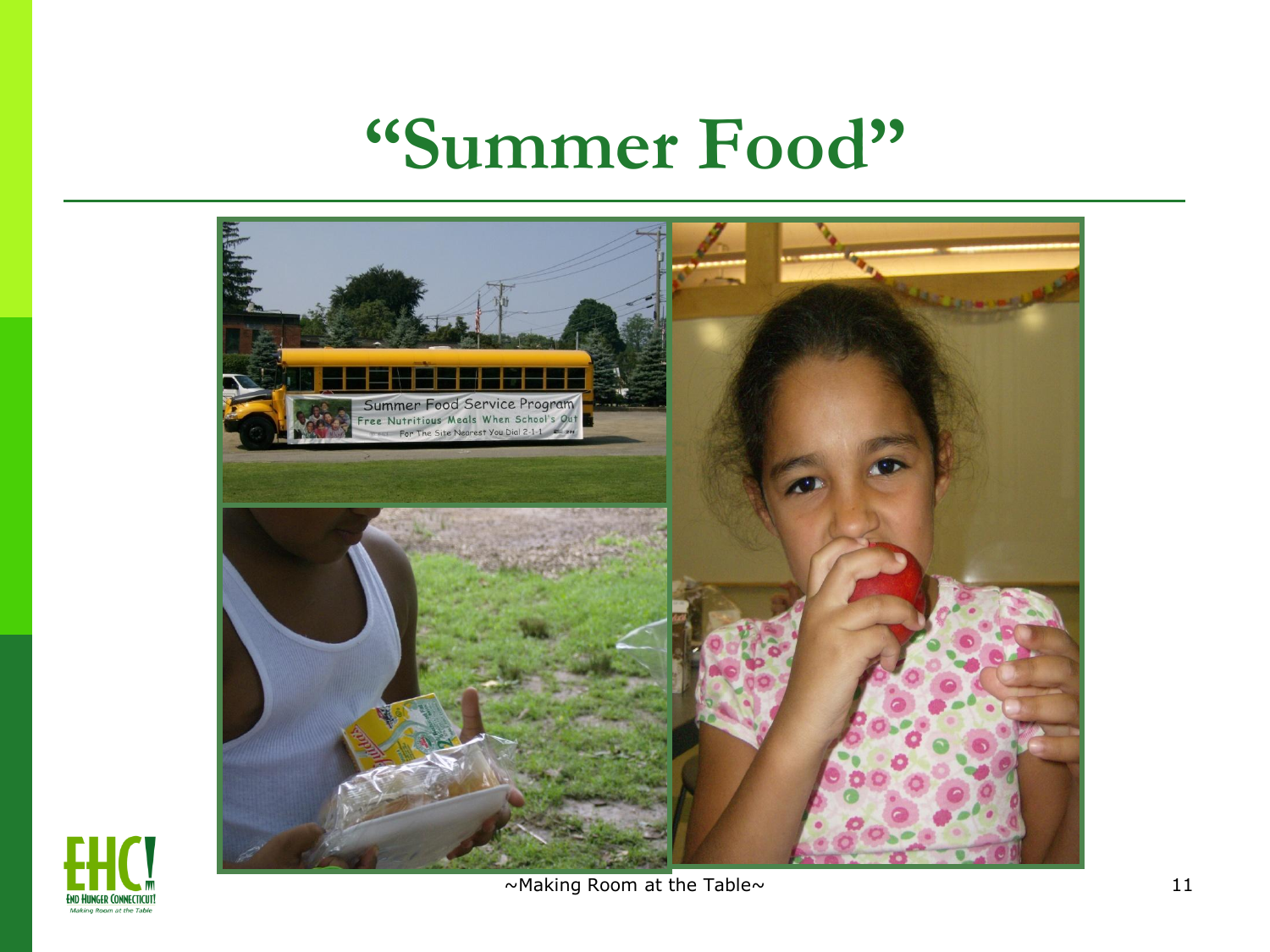# "Summer Food"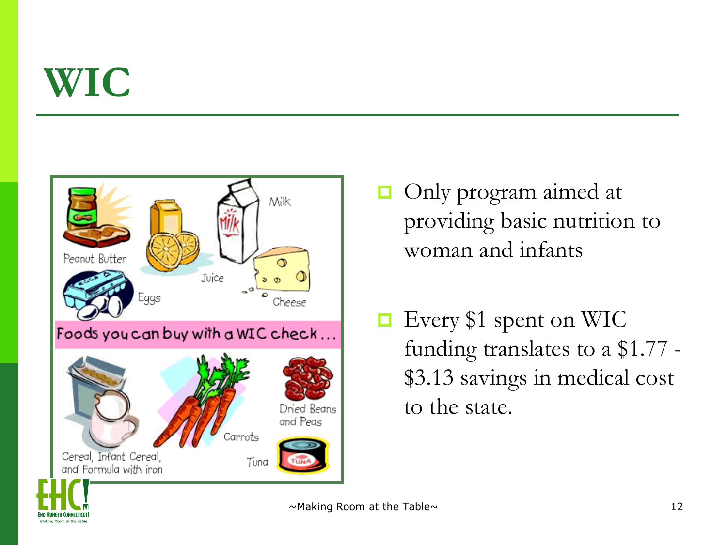# WIC

- Only program aimed at providing basic nutrition to woman and infants
- Every $1 spent on WIC funding translates to a $1.77 - $3.13 savings in medical cost to the state.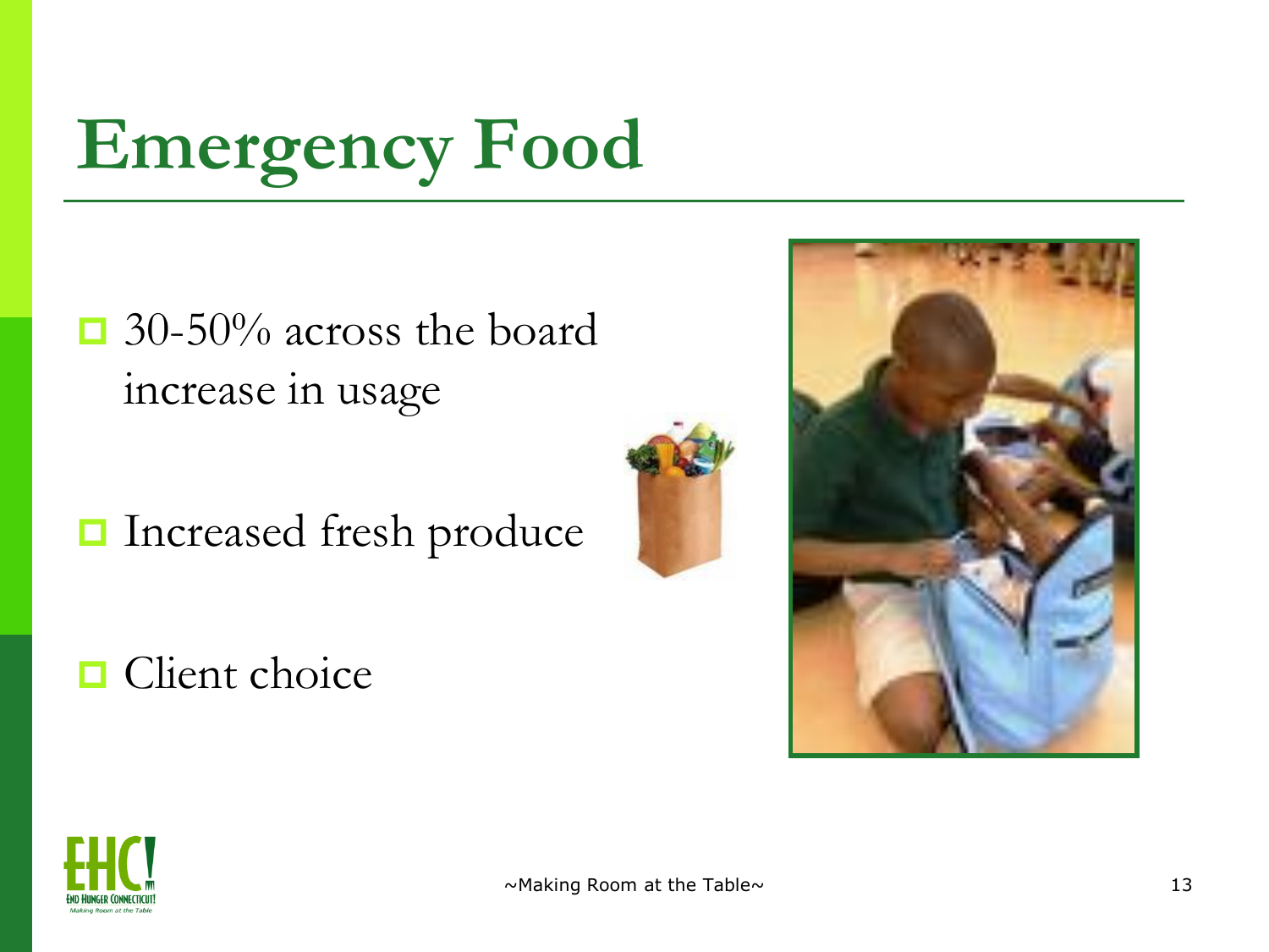# Emergency Food

- 30-50% across the board increase in usage
- Increased fresh produce
- Client choice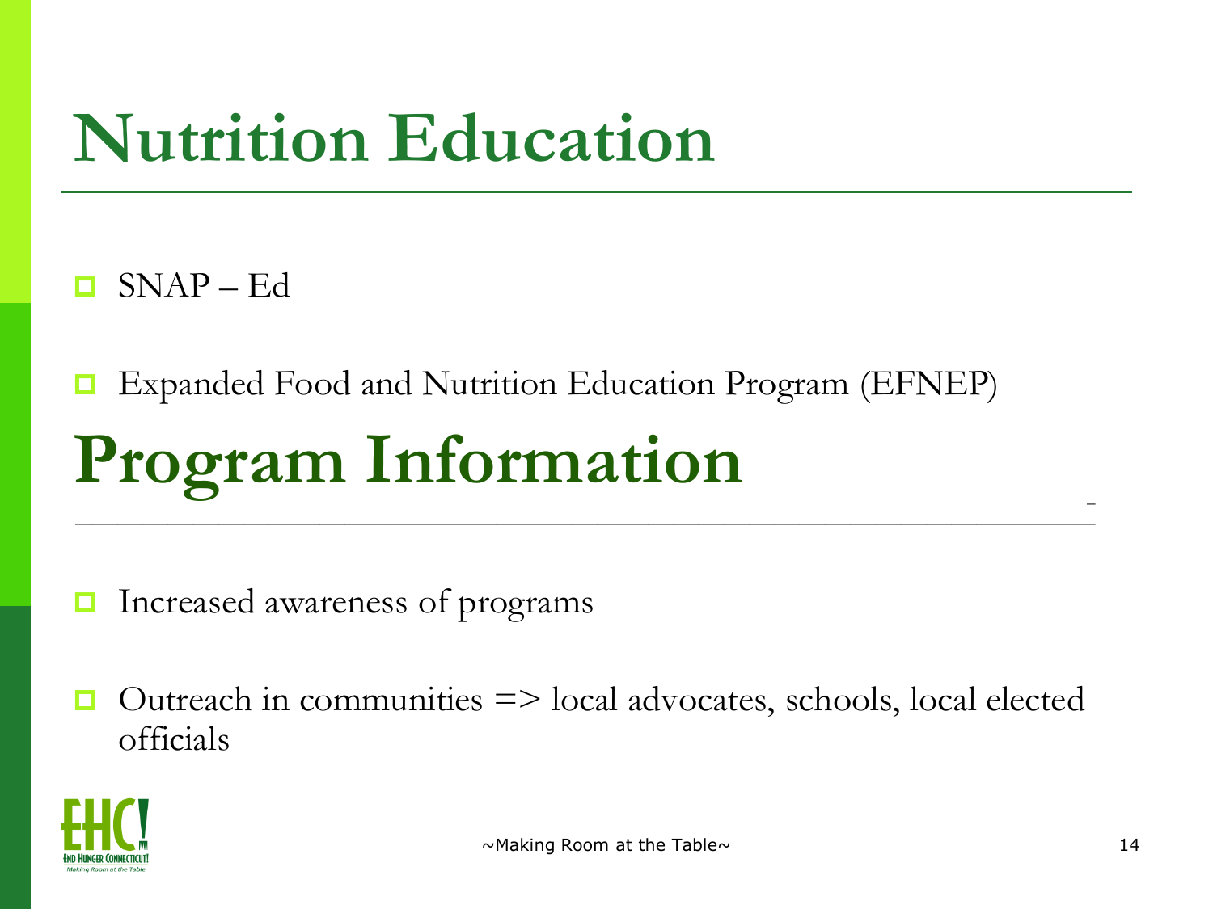# Nutrition Education

- SNAP – Ed
- Expanded Food and Nutrition Education Program (EFNEP)

# Program Information

- Increased awareness of programs
- Outreach in communities => local advocates, schools, local elected officials

~Making Room at the Table~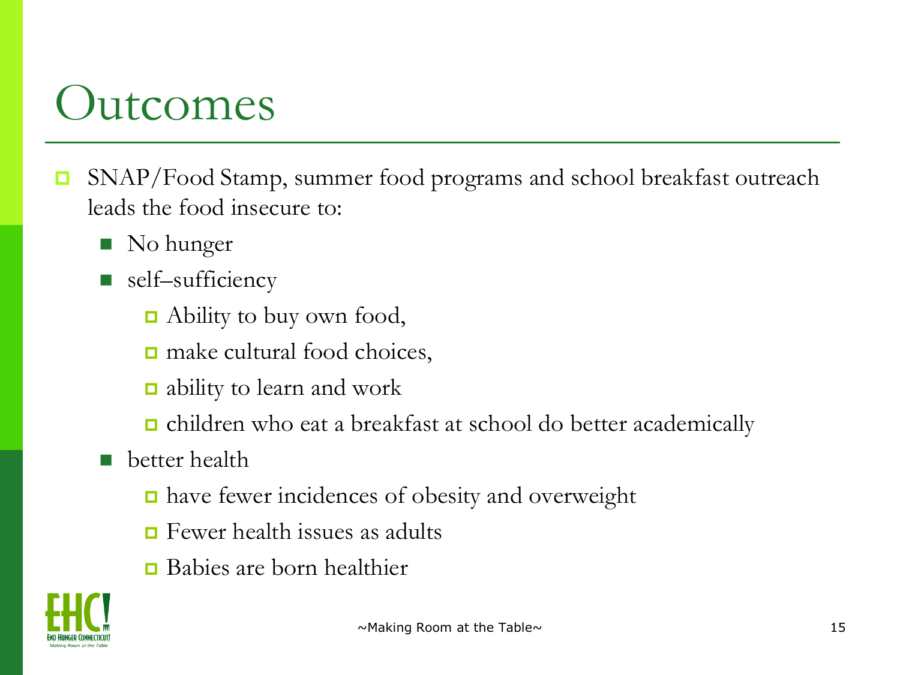# Outcomes

- SNAP/Food Stamp, summer food programs and school breakfast outreach leads the food insecure to:
  - No hunger
  - self–sufficiency
    - Ability to buy own food,
    - make cultural food choices,
    - ability to learn and work
    - children who eat a breakfast at school do better academically
  - better health
    - have fewer incidences of obesity and overweight
    - Fewer health issues as adults
    - Babies are born healthier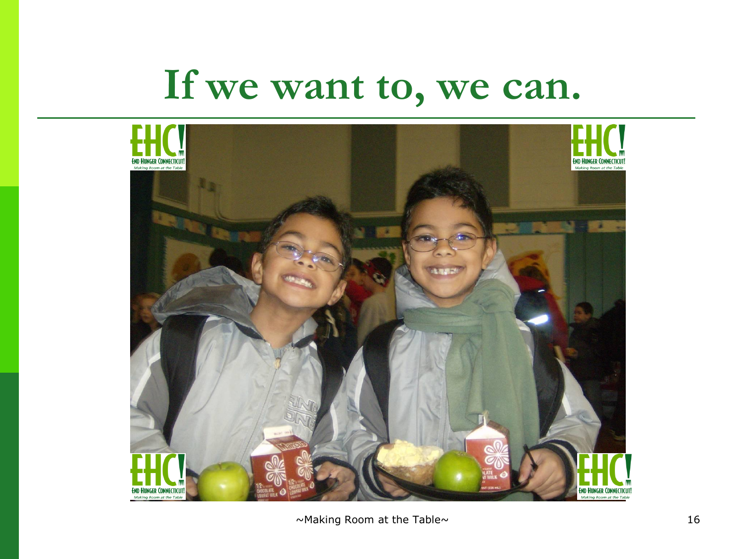# If we want to, we can.

~Making Room at the Table~